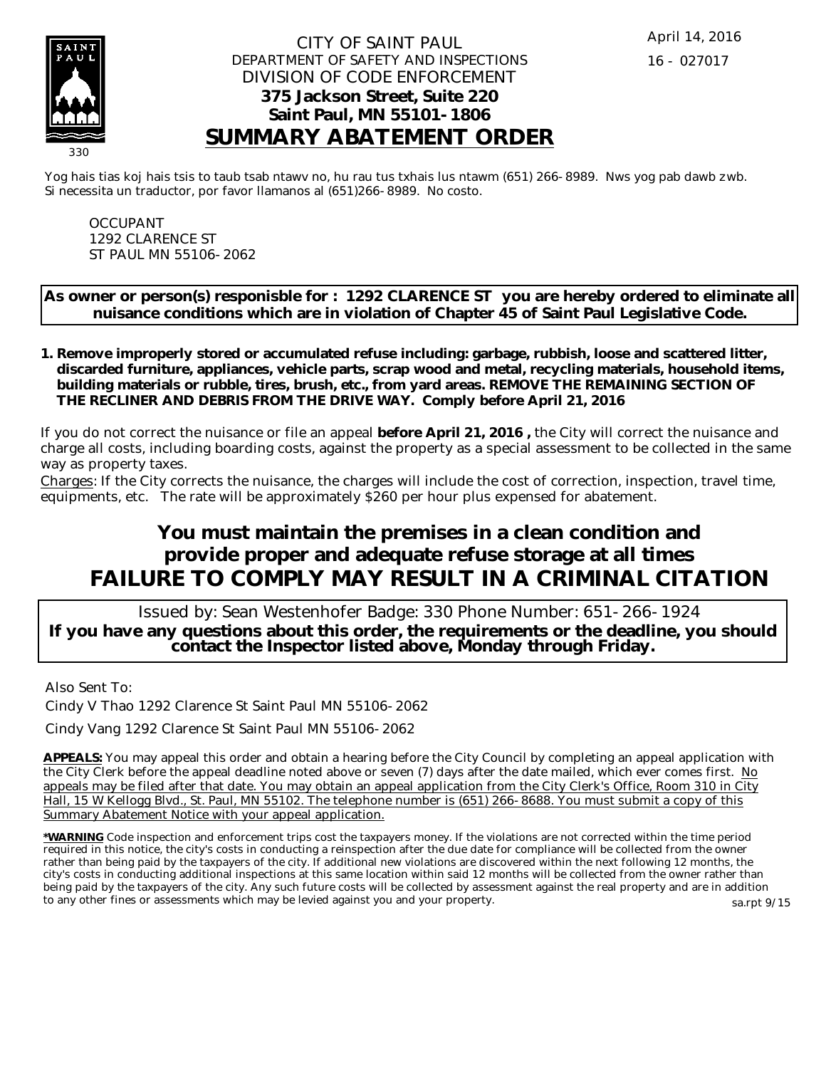April 14, 2016

16 - 027017

CITY OF SAINT PAUL
DEPARTMENT OF SAFETY AND INSPECTIONS
DIVISION OF CODE ENFORCEMENT
**375 Jackson Street, Suite 220**
**Saint Paul, MN 55101-1806**

# SUMMARY ABATEMENT ORDER

330

Yog hais tias koj hais tsis to taub tsab ntawv no, hu rau tus txhais lus ntawm (651) 266-8989. Nws yog pab dawb zwb.
Si necessita un traductor, por favor llamanos al (651)266-8989. No costo.

OCCUPANT
1292 CLARENCE ST
ST PAUL MN 55106-2062

**As owner or person(s) responisble for : 1292 CLARENCE ST you are hereby ordered to eliminate all nuisance conditions which are in violation of Chapter 45 of Saint Paul Legislative Code.**

1. **Remove improperly stored or accumulated refuse including: garbage, rubbish, loose and scattered litter, discarded furniture, appliances, vehicle parts, scrap wood and metal, recycling materials, household items, building materials or rubble, tires, brush, etc., from yard areas. REMOVE THE REMAINING SECTION OF THE RECLINER AND DEBRIS FROM THE DRIVE WAY. Comply before April 21, 2016**

If you do not correct the nuisance or file an appeal **before April 21, 2016 ,** the City will correct the nuisance and charge all costs, including boarding costs, against the property as a special assessment to be collected in the same way as property taxes.

Charges: If the City corrects the nuisance, the charges will include the cost of correction, inspection, travel time, equipments, etc. The rate will be approximately $260 per hour plus expensed for abatement.

**You must maintain the premises in a clean condition and provide proper and adequate refuse storage at all times**

**FAILURE TO COMPLY MAY RESULT IN A CRIMINAL CITATION**

Issued by: Sean Westenhofer Badge: 330 Phone Number: 651-266-1924
**If you have any questions about this order, the requirements or the deadline, you should contact the Inspector listed above, Monday through Friday.**

Also Sent To:

Cindy V Thao 1292 Clarence St Saint Paul MN 55106-2062

Cindy Vang 1292 Clarence St Saint Paul MN 55106-2062

**APPEALS:** You may appeal this order and obtain a hearing before the City Council by completing an appeal application with the City Clerk before the appeal deadline noted above or seven (7) days after the date mailed, which ever comes first. No appeals may be filed after that date. You may obtain an appeal application from the City Clerk's Office, Room 310 in City Hall, 15 W Kellogg Blvd., St. Paul, MN 55102. The telephone number is (651) 266-8688. You must submit a copy of this Summary Abatement Notice with your appeal application.

***WARNING** Code inspection and enforcement trips cost the taxpayers money. If the violations are not corrected within the time period required in this notice, the city's costs in conducting a reinspection after the due date for compliance will be collected from the owner rather than being paid by the taxpayers of the city. If additional new violations are discovered within the next following 12 months, the city's costs in conducting additional inspections at this same location within said 12 months will be collected from the owner rather than being paid by the taxpayers of the city. Any such future costs will be collected by assessment against the real property and are in addition to any other fines or assessments which may be levied against you and your property.

sa.rpt 9/15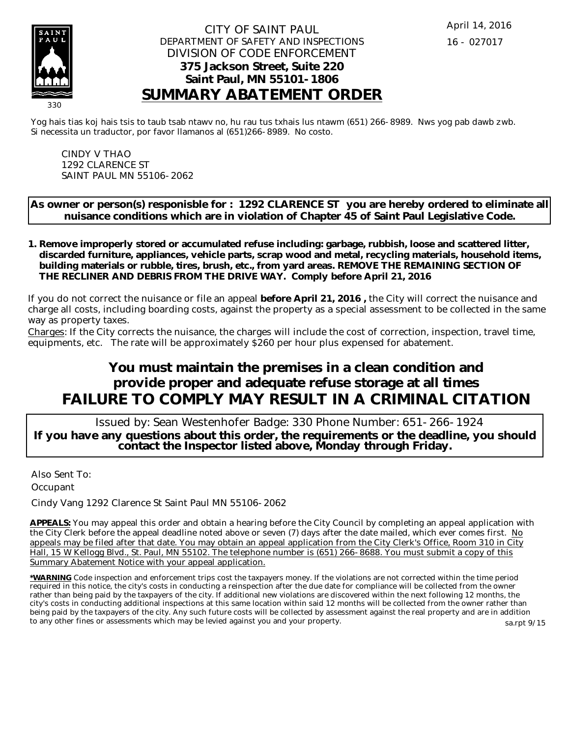April 14, 2016

16 - 027017

330

CITY OF SAINT PAUL
DEPARTMENT OF SAFETY AND INSPECTIONS
DIVISION OF CODE ENFORCEMENT
**375 Jackson Street, Suite 220**
**Saint Paul, MN 55101-1806**

# SUMMARY ABATEMENT ORDER

Yog hais tias koj hais tsis to taub tsab ntawv no, hu rau tus txhais lus ntawm (651) 266-8989. Nws yog pab dawb zwb.
Si necessita un traductor, por favor llamanos al (651)266-8989. No costo.

CINDY V THAO
1292 CLARENCE ST
SAINT PAUL MN 55106-2062

**As owner or person(s) responisble for : 1292 CLARENCE ST you are hereby ordered to eliminate all nuisance conditions which are in violation of Chapter 45 of Saint Paul Legislative Code.**

1. **Remove improperly stored or accumulated refuse including: garbage, rubbish, loose and scattered litter, discarded furniture, appliances, vehicle parts, scrap wood and metal, recycling materials, household items, building materials or rubble, tires, brush, etc., from yard areas. REMOVE THE REMAINING SECTION OF THE RECLINER AND DEBRIS FROM THE DRIVE WAY. Comply before April 21, 2016**

If you do not correct the nuisance or file an appeal **before April 21, 2016 ,** the City will correct the nuisance and charge all costs, including boarding costs, against the property as a special assessment to be collected in the same way as property taxes.

Charges: If the City corrects the nuisance, the charges will include the cost of correction, inspection, travel time, equipments, etc. The rate will be approximately $260 per hour plus expensed for abatement.

## You must maintain the premises in a clean condition and provide proper and adequate refuse storage at all times

## FAILURE TO COMPLY MAY RESULT IN A CRIMINAL CITATION

Issued by: Sean Westenhofer Badge: 330 Phone Number: 651-266-1924

**If you have any questions about this order, the requirements or the deadline, you should contact the Inspector listed above, Monday through Friday.**

Also Sent To:

Occupant

Cindy Vang 1292 Clarence St Saint Paul MN 55106-2062

**APPEALS:** You may appeal this order and obtain a hearing before the City Council by completing an appeal application with the City Clerk before the appeal deadline noted above or seven (7) days after the date mailed, which ever comes first. No appeals may be filed after that date. You may obtain an appeal application from the City Clerk's Office, Room 310 in City Hall, 15 W Kellogg Blvd., St. Paul, MN 55102. The telephone number is (651) 266-8688. You must submit a copy of this Summary Abatement Notice with your appeal application.

***WARNING** Code inspection and enforcement trips cost the taxpayers money. If the violations are not corrected within the time period required in this notice, the city's costs in conducting a reinspection after the due date for compliance will be collected from the owner rather than being paid by the taxpayers of the city. If additional new violations are discovered within the next following 12 months, the city's costs in conducting additional inspections at this same location within said 12 months will be collected from the owner rather than being paid by the taxpayers of the city. Any such future costs will be collected by assessment against the real property and are in addition to any other fines or assessments which may be levied against you and your property.

sa.rpt 9/15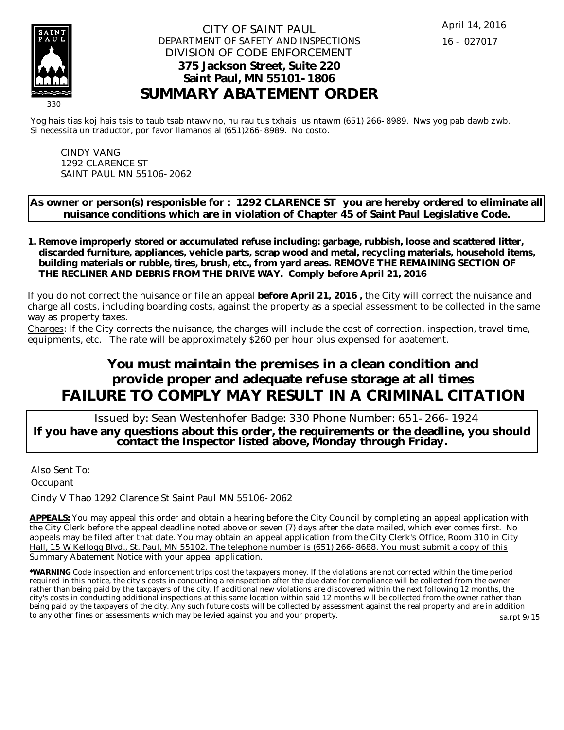April 14, 2016

16 - 027017

CITY OF SAINT PAUL
DEPARTMENT OF SAFETY AND INSPECTIONS
DIVISION OF CODE ENFORCEMENT
**375 Jackson Street, Suite 220**
**Saint Paul, MN 55101-1806**

# SUMMARY ABATEMENT ORDER

330

Yog hais tias koj hais tsis to taub tsab ntawv no, hu rau tus txhais lus ntawm (651) 266-8989. Nws yog pab dawb zwb.
Si necessita un traductor, por favor llamanos al (651)266-8989. No costo.

CINDY VANG
1292 CLARENCE ST
SAINT PAUL MN 55106-2062

**As owner or person(s) responisble for : 1292 CLARENCE ST you are hereby ordered to eliminate all nuisance conditions which are in violation of Chapter 45 of Saint Paul Legislative Code.**

1. **Remove improperly stored or accumulated refuse including: garbage, rubbish, loose and scattered litter, discarded furniture, appliances, vehicle parts, scrap wood and metal, recycling materials, household items, building materials or rubble, tires, brush, etc., from yard areas. REMOVE THE REMAINING SECTION OF THE RECLINER AND DEBRIS FROM THE DRIVE WAY. Comply before April 21, 2016**

If you do not correct the nuisance or file an appeal **before April 21, 2016 ,** the City will correct the nuisance and charge all costs, including boarding costs, against the property as a special assessment to be collected in the same way as property taxes.

Charges: If the City corrects the nuisance, the charges will include the cost of correction, inspection, travel time, equipments, etc. The rate will be approximately $260 per hour plus expensed for abatement.

**You must maintain the premises in a clean condition and provide proper and adequate refuse storage at all times**
**FAILURE TO COMPLY MAY RESULT IN A CRIMINAL CITATION**

Issued by: Sean Westenhofer Badge: 330 Phone Number: 651-266-1924
**If you have any questions about this order, the requirements or the deadline, you should contact the Inspector listed above, Monday through Friday.**

Also Sent To:
Occupant

Cindy V Thao 1292 Clarence St Saint Paul MN 55106-2062

**APPEALS:** You may appeal this order and obtain a hearing before the City Council by completing an appeal application with the City Clerk before the appeal deadline noted above or seven (7) days after the date mailed, which ever comes first. No appeals may be filed after that date. You may obtain an appeal application from the City Clerk's Office, Room 310 in City Hall, 15 W Kellogg Blvd., St. Paul, MN 55102. The telephone number is (651) 266-8688. You must submit a copy of this Summary Abatement Notice with your appeal application.

**\*WARNING** Code inspection and enforcement trips cost the taxpayers money. If the violations are not corrected within the time period required in this notice, the city's costs in conducting a reinspection after the due date for compliance will be collected from the owner rather than being paid by the taxpayers of the city. If additional new violations are discovered within the next following 12 months, the city's costs in conducting additional inspections at this same location within said 12 months will be collected from the owner rather than being paid by the taxpayers of the city. Any such future costs will be collected by assessment against the real property and are in addition to any other fines or assessments which may be levied against you and your property.

sa.rpt 9/15